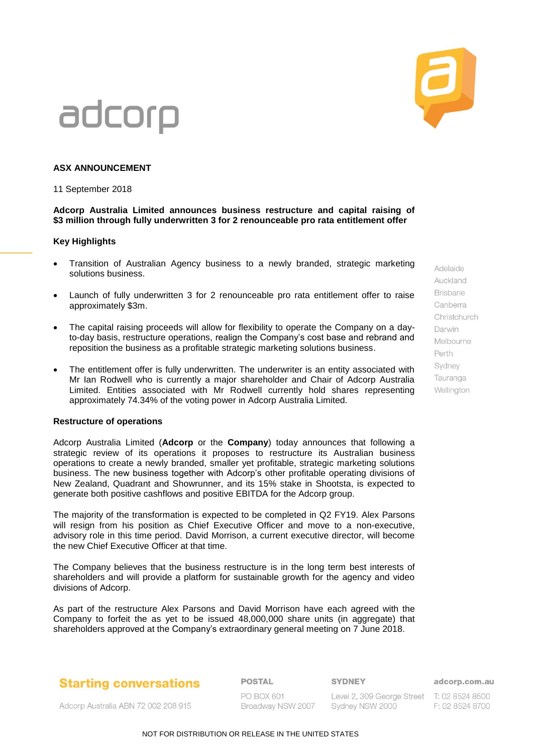adcorp

**ASX ANNOUNCEMENT**

11 September 2018

**Adcorp Australia Limited announces business restructure and capital raising of $3 million through fully underwritten 3 for 2 renounceable pro rata entitlement offer**

**Key Highlights**

- Transition of Australian Agency business to a newly branded, strategic marketing solutions business.
- Launch of fully underwritten 3 for 2 renounceable pro rata entitlement offer to raise approximately $3m.
- The capital raising proceeds will allow for flexibility to operate the Company on a day-to-day basis, restructure operations, realign the Company's cost base and rebrand and reposition the business as a profitable strategic marketing solutions business.
- The entitlement offer is fully underwritten. The underwriter is an entity associated with Mr Ian Rodwell who is currently a major shareholder and Chair of Adcorp Australia Limited. Entities associated with Mr Rodwell currently hold shares representing approximately 74.34% of the voting power in Adcorp Australia Limited.

**Restructure of operations**

Adcorp Australia Limited (**Adcorp** or the **Company**) today announces that following a strategic review of its operations it proposes to restructure its Australian business operations to create a newly branded, smaller yet profitable, strategic marketing solutions business. The new business together with Adcorp's other profitable operating divisions of New Zealand, Quadrant and Showrunner, and its 15% stake in Shootsta, is expected to generate both positive cashflows and positive EBITDA for the Adcorp group.

The majority of the transformation is expected to be completed in Q2 FY19. Alex Parsons will resign from his position as Chief Executive Officer and move to a non-executive, advisory role in this time period. David Morrison, a current executive director, will become the new Chief Executive Officer at that time.

The Company believes that the business restructure is in the long term best interests of shareholders and will provide a platform for sustainable growth for the agency and video divisions of Adcorp.

As part of the restructure Alex Parsons and David Morrison have each agreed with the Company to forfeit the as yet to be issued 48,000,000 share units (in aggregate) that shareholders approved at the Company's extraordinary general meeting on 7 June 2018.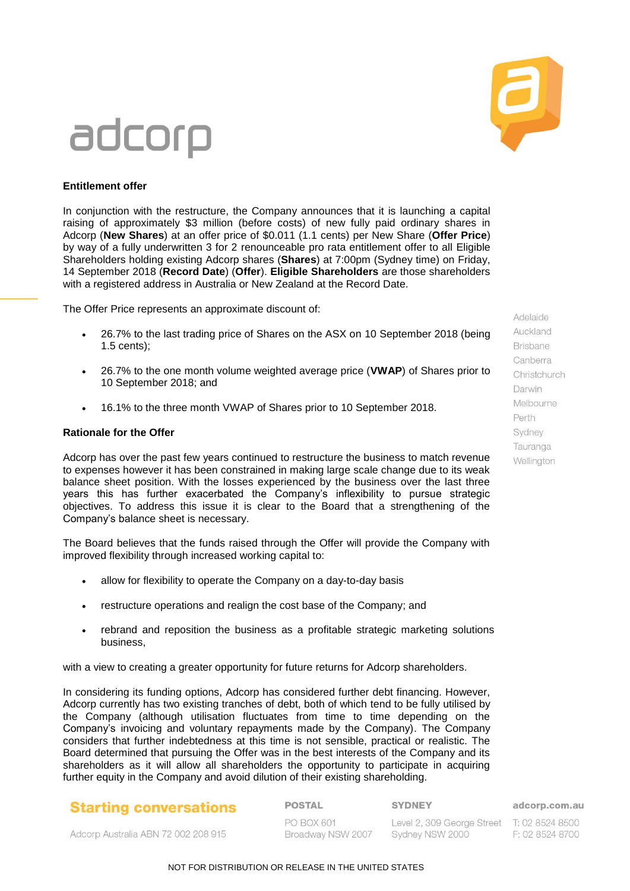## Entitlement offer

In conjunction with the restructure, the Company announces that it is launching a capital raising of approximately $3 million (before costs) of new fully paid ordinary shares in Adcorp (**New Shares**) at an offer price of $0.011 (1.1 cents) per New Share (**Offer Price**) by way of a fully underwritten 3 for 2 renounceable pro rata entitlement offer to all Eligible Shareholders holding existing Adcorp shares (**Shares**) at 7:00pm (Sydney time) on Friday, 14 September 2018 (**Record Date**) (**Offer**). **Eligible Shareholders** are those shareholders with a registered address in Australia or New Zealand at the Record Date.

The Offer Price represents an approximate discount of:

- 26.7% to the last trading price of Shares on the ASX on 10 September 2018 (being 1.5 cents);
- 26.7% to the one month volume weighted average price (**VWAP**) of Shares prior to 10 September 2018; and
- 16.1% to the three month VWAP of Shares prior to 10 September 2018.

## Rationale for the Offer

Adcorp has over the past few years continued to restructure the business to match revenue to expenses however it has been constrained in making large scale change due to its weak balance sheet position. With the losses experienced by the business over the last three years this has further exacerbated the Company's inflexibility to pursue strategic objectives. To address this issue it is clear to the Board that a strengthening of the Company's balance sheet is necessary.

The Board believes that the funds raised through the Offer will provide the Company with improved flexibility through increased working capital to:

- allow for flexibility to operate the Company on a day-to-day basis
- restructure operations and realign the cost base of the Company; and
- rebrand and reposition the business as a profitable strategic marketing solutions business,

with a view to creating a greater opportunity for future returns for Adcorp shareholders.

In considering its funding options, Adcorp has considered further debt financing. However, Adcorp currently has two existing tranches of debt, both of which tend to be fully utilised by the Company (although utilisation fluctuates from time to time depending on the Company's invoicing and voluntary repayments made by the Company). The Company considers that further indebtedness at this time is not sensible, practical or realistic. The Board determined that pursuing the Offer was in the best interests of the Company and its shareholders as it will allow all shareholders the opportunity to participate in acquiring further equity in the Company and avoid dilution of their existing shareholding.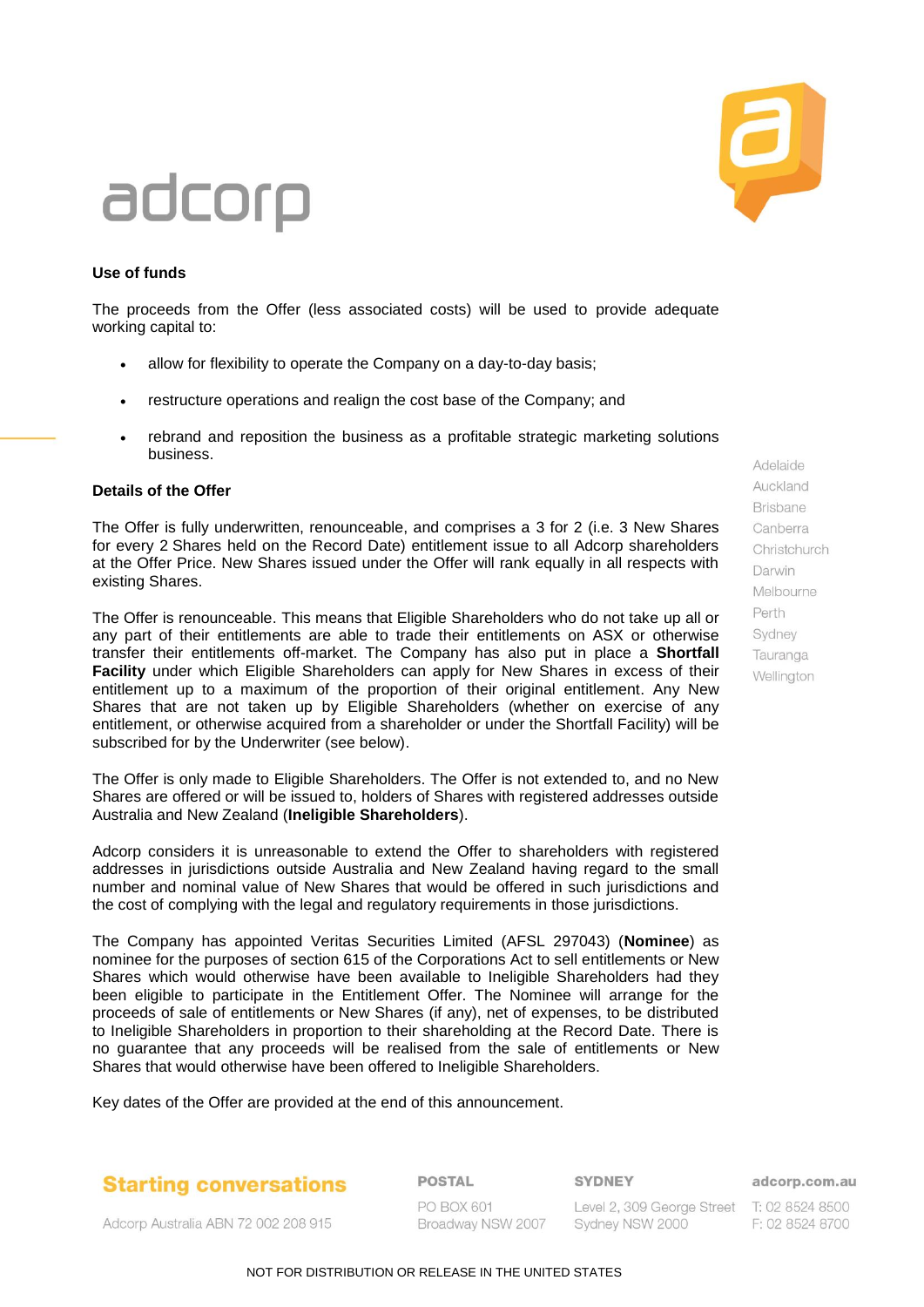### Use of funds

The proceeds from the Offer (less associated costs) will be used to provide adequate working capital to:

- allow for flexibility to operate the Company on a day-to-day basis;
- restructure operations and realign the cost base of the Company; and
- rebrand and reposition the business as a profitable strategic marketing solutions business.

### Details of the Offer

The Offer is fully underwritten, renounceable, and comprises a 3 for 2 (i.e. 3 New Shares for every 2 Shares held on the Record Date) entitlement issue to all Adcorp shareholders at the Offer Price. New Shares issued under the Offer will rank equally in all respects with existing Shares.

The Offer is renounceable. This means that Eligible Shareholders who do not take up all or any part of their entitlements are able to trade their entitlements on ASX or otherwise transfer their entitlements off-market. The Company has also put in place a **Shortfall Facility** under which Eligible Shareholders can apply for New Shares in excess of their entitlement up to a maximum of the proportion of their original entitlement. Any New Shares that are not taken up by Eligible Shareholders (whether on exercise of any entitlement, or otherwise acquired from a shareholder or under the Shortfall Facility) will be subscribed for by the Underwriter (see below).

The Offer is only made to Eligible Shareholders. The Offer is not extended to, and no New Shares are offered or will be issued to, holders of Shares with registered addresses outside Australia and New Zealand (**Ineligible Shareholders**).

Adcorp considers it is unreasonable to extend the Offer to shareholders with registered addresses in jurisdictions outside Australia and New Zealand having regard to the small number and nominal value of New Shares that would be offered in such jurisdictions and the cost of complying with the legal and regulatory requirements in those jurisdictions.

The Company has appointed Veritas Securities Limited (AFSL 297043) (**Nominee**) as nominee for the purposes of section 615 of the Corporations Act to sell entitlements or New Shares which would otherwise have been available to Ineligible Shareholders had they been eligible to participate in the Entitlement Offer. The Nominee will arrange for the proceeds of sale of entitlements or New Shares (if any), net of expenses, to be distributed to Ineligible Shareholders in proportion to their shareholding at the Record Date. There is no guarantee that any proceeds will be realised from the sale of entitlements or New Shares that would otherwise have been offered to Ineligible Shareholders.

Key dates of the Offer are provided at the end of this announcement.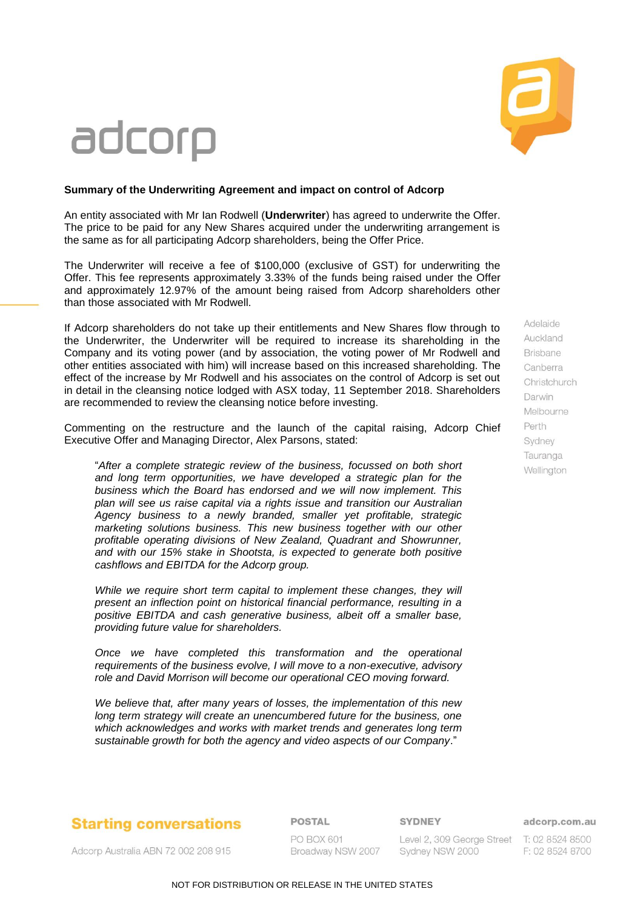**Summary of the Underwriting Agreement and impact on control of Adcorp**

An entity associated with Mr Ian Rodwell (**Underwriter**) has agreed to underwrite the Offer. The price to be paid for any New Shares acquired under the underwriting arrangement is the same as for all participating Adcorp shareholders, being the Offer Price.

The Underwriter will receive a fee of $100,000 (exclusive of GST) for underwriting the Offer. This fee represents approximately 3.33% of the funds being raised under the Offer and approximately 12.97% of the amount being raised from Adcorp shareholders other than those associated with Mr Rodwell.

If Adcorp shareholders do not take up their entitlements and New Shares flow through to the Underwriter, the Underwriter will be required to increase its shareholding in the Company and its voting power (and by association, the voting power of Mr Rodwell and other entities associated with him) will increase based on this increased shareholding. The effect of the increase by Mr Rodwell and his associates on the control of Adcorp is set out in detail in the cleansing notice lodged with ASX today, 11 September 2018. Shareholders are recommended to review the cleansing notice before investing.

Commenting on the restructure and the launch of the capital raising, Adcorp Chief Executive Offer and Managing Director, Alex Parsons, stated:

> "*After a complete strategic review of the business, focussed on both short and long term opportunities, we have developed a strategic plan for the business which the Board has endorsed and we will now implement. This plan will see us raise capital via a rights issue and transition our Australian Agency business to a newly branded, smaller yet profitable, strategic marketing solutions business. This new business together with our other profitable operating divisions of New Zealand, Quadrant and Showrunner, and with our 15% stake in Shootsta, is expected to generate both positive cashflows and EBITDA for the Adcorp group.*
>
> *While we require short term capital to implement these changes, they will present an inflection point on historical financial performance, resulting in a positive EBITDA and cash generative business, albeit off a smaller base, providing future value for shareholders.*
>
> *Once we have completed this transformation and the operational requirements of the business evolve, I will move to a non-executive, advisory role and David Morrison will become our operational CEO moving forward.*
>
> *We believe that, after many years of losses, the implementation of this new long term strategy will create an unencumbered future for the business, one which acknowledges and works with market trends and generates long term sustainable growth for both the agency and video aspects of our Company*."

NOT FOR DISTRIBUTION OR RELEASE IN THE UNITED STATES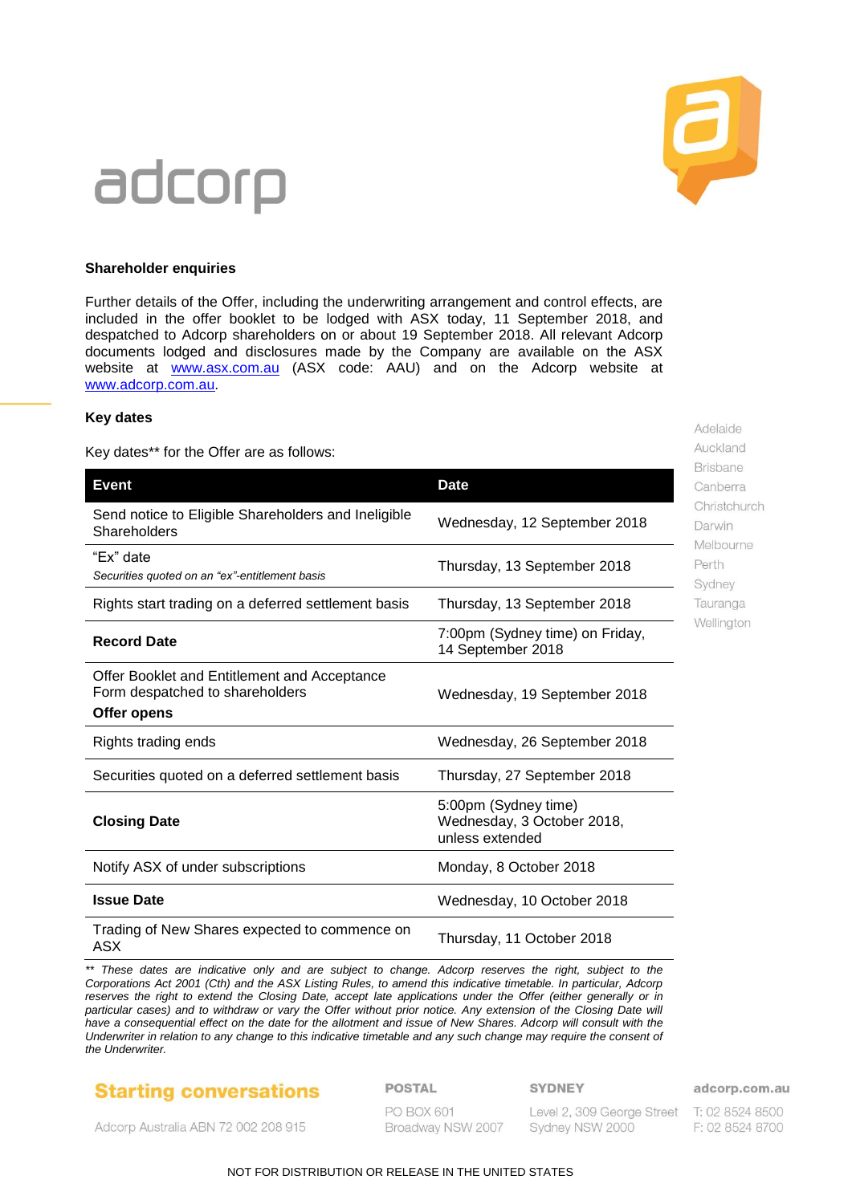## Shareholder enquiries

Further details of the Offer, including the underwriting arrangement and control effects, are included in the offer booklet to be lodged with ASX today, 11 September 2018, and despatched to Adcorp shareholders on or about 19 September 2018. All relevant Adcorp documents lodged and disclosures made by the Company are available on the ASX website at www.asx.com.au (ASX code: AAU) and on the Adcorp website at www.adcorp.com.au.

## Key dates

Key dates** for the Offer are as follows:

| Event | Date |
|---|---|
| Send notice to Eligible Shareholders and Ineligible Shareholders | Wednesday, 12 September 2018 |
| "Ex" date<br>*Securities quoted on an "ex"-entitlement basis* | Thursday, 13 September 2018 |
| Rights start trading on a deferred settlement basis | Thursday, 13 September 2018 |
| **Record Date** | 7:00pm (Sydney time) on Friday, 14 September 2018 |
| Offer Booklet and Entitlement and Acceptance Form despatched to shareholders<br>**Offer opens** | Wednesday, 19 September 2018 |
| Rights trading ends | Wednesday, 26 September 2018 |
| Securities quoted on a deferred settlement basis | Thursday, 27 September 2018 |
| **Closing Date** | 5:00pm (Sydney time) Wednesday, 3 October 2018, unless extended |
| Notify ASX of under subscriptions | Monday, 8 October 2018 |
| **Issue Date** | Wednesday, 10 October 2018 |
| Trading of New Shares expected to commence on ASX | Thursday, 11 October 2018 |

*** These dates are indicative only and are subject to change. Adcorp reserves the right, subject to the Corporations Act 2001 (Cth) and the ASX Listing Rules, to amend this indicative timetable. In particular, Adcorp reserves the right to extend the Closing Date, accept late applications under the Offer (either generally or in particular cases) and to withdraw or vary the Offer without prior notice. Any extension of the Closing Date will have a consequential effect on the date for the allotment and issue of New Shares. Adcorp will consult with the Underwriter in relation to any change to this indicative timetable and any such change may require the consent of the Underwriter.*

NOT FOR DISTRIBUTION OR RELEASE IN THE UNITED STATES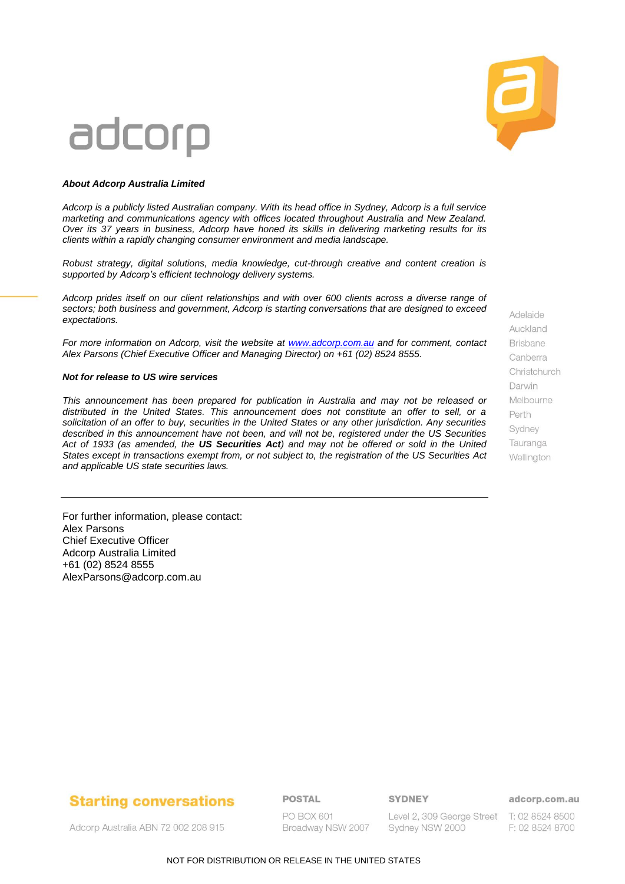# adcorp

***About Adcorp Australia Limited***

*Adcorp is a publicly listed Australian company. With its head office in Sydney, Adcorp is a full service marketing and communications agency with offices located throughout Australia and New Zealand. Over its 37 years in business, Adcorp have honed its skills in delivering marketing results for its clients within a rapidly changing consumer environment and media landscape.*

*Robust strategy, digital solutions, media knowledge, cut-through creative and content creation is supported by Adcorp's efficient technology delivery systems.*

*Adcorp prides itself on our client relationships and with over 600 clients across a diverse range of sectors; both business and government, Adcorp is starting conversations that are designed to exceed expectations.*

*For more information on Adcorp, visit the website at [www.adcorp.com.au](http://www.adcorp.com.au) and for comment, contact Alex Parsons (Chief Executive Officer and Managing Director) on +61 (02) 8524 8555.*

***Not for release to US wire services***

*This announcement has been prepared for publication in Australia and may not be released or distributed in the United States. This announcement does not constitute an offer to sell, or a solicitation of an offer to buy, securities in the United States or any other jurisdiction. Any securities described in this announcement have not been, and will not be, registered under the US Securities Act of 1933 (as amended, the **US Securities Act**) and may not be offered or sold in the United States except in transactions exempt from, or not subject to, the registration of the US Securities Act and applicable US state securities laws.*

Adelaide
Auckland
Brisbane
Canberra
Christchurch
Darwin
Melbourne
Perth
Sydney
Tauranga
Wellington

---

For further information, please contact:
Alex Parsons
Chief Executive Officer
Adcorp Australia Limited
+61 (02) 8524 8555
AlexParsons@adcorp.com.au

**Starting conversations**

Adcorp Australia ABN 72 002 208 915

**POSTAL**
PO BOX 601
Broadway NSW 2007

**SYDNEY**
Level 2, 309 George Street
Sydney NSW 2000

**adcorp.com.au**
T: 02 8524 8500
F: 02 8524 8700

NOT FOR DISTRIBUTION OR RELEASE IN THE UNITED STATES